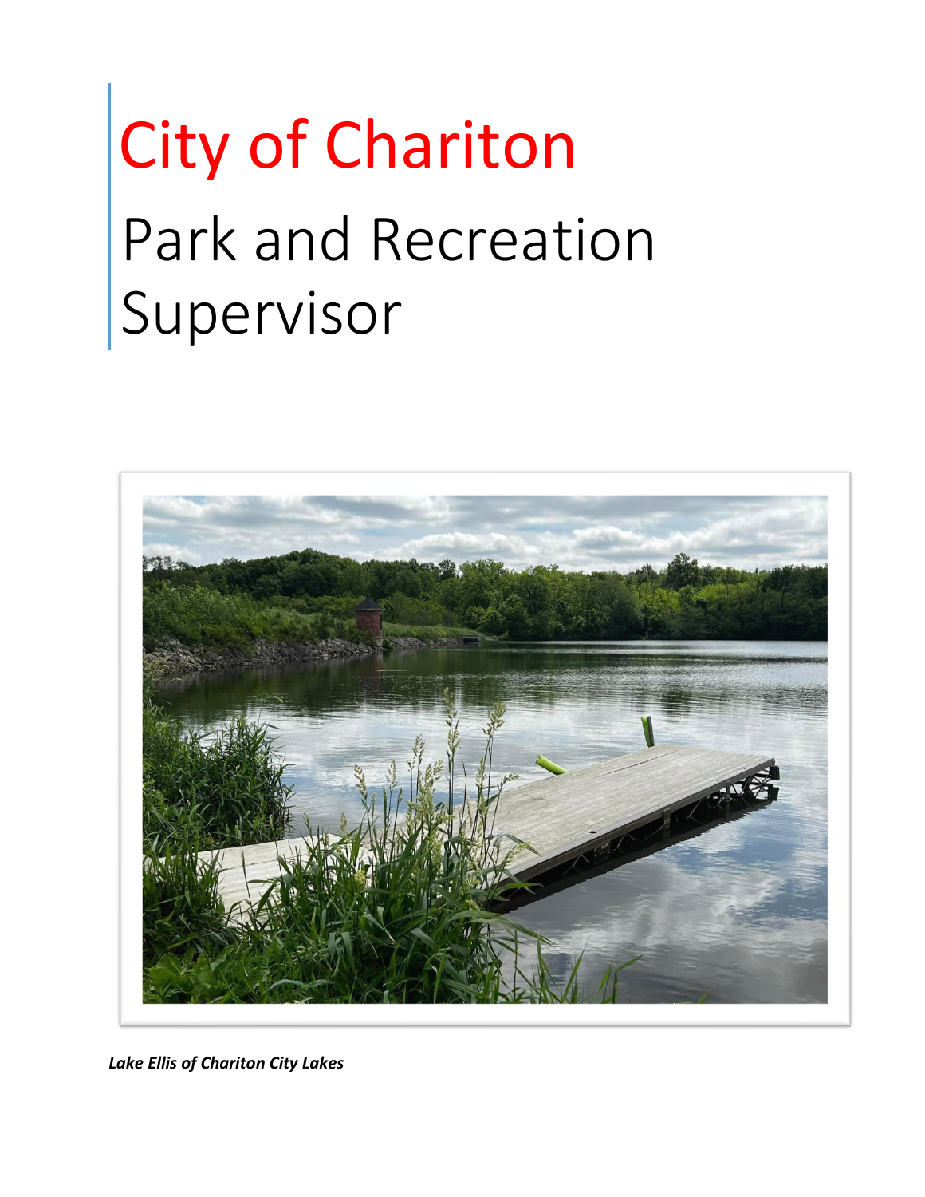# City of Chariton

# Park and Recreation Supervisor

***Lake Ellis of Chariton City Lakes***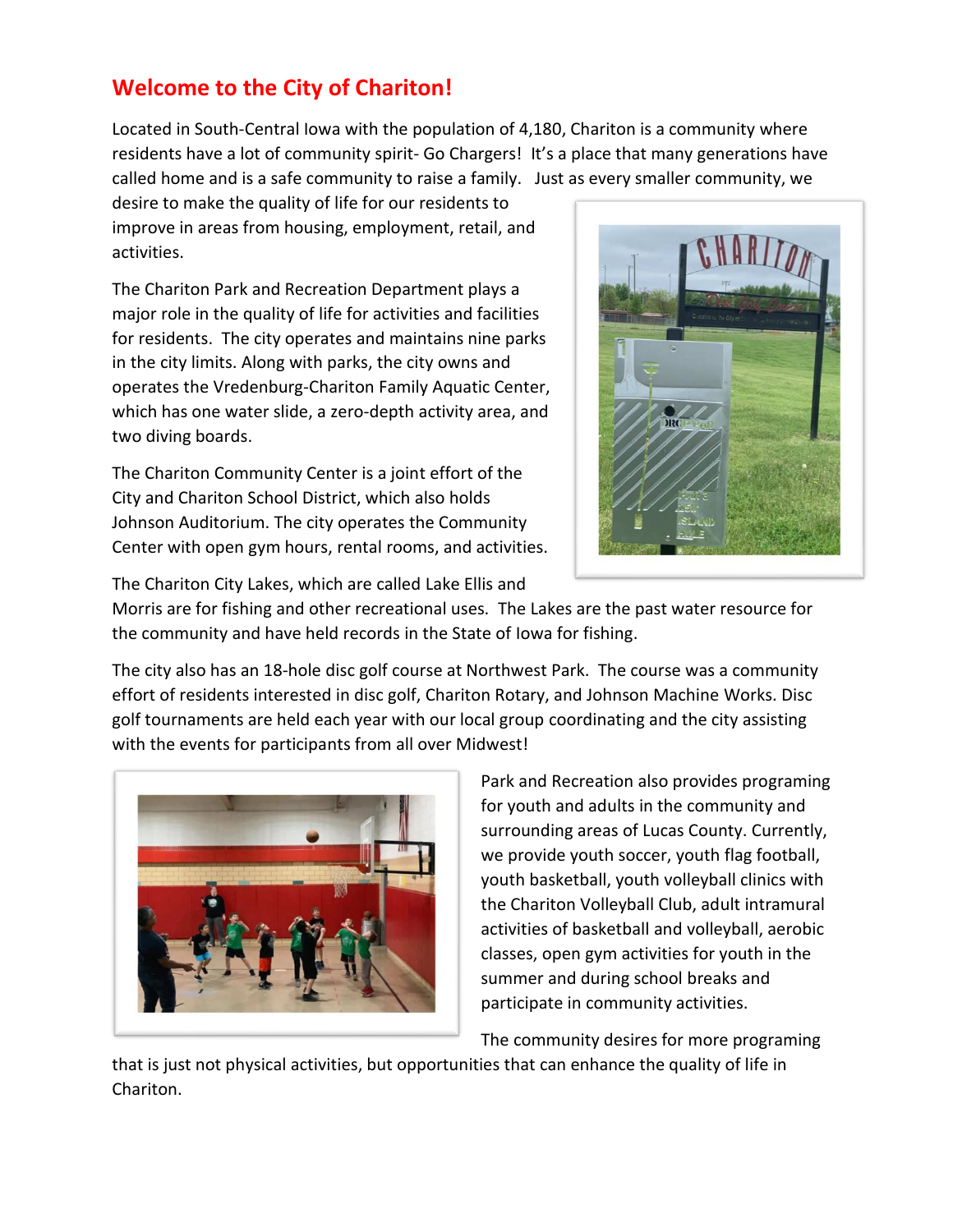## Welcome to the City of Chariton!

Located in South-Central Iowa with the population of 4,180, Chariton is a community where residents have a lot of community spirit- Go Chargers! It's a place that many generations have called home and is a safe community to raise a family. Just as every smaller community, we desire to make the quality of life for our residents to improve in areas from housing, employment, retail, and activities.

The Chariton Park and Recreation Department plays a major role in the quality of life for activities and facilities for residents. The city operates and maintains nine parks in the city limits. Along with parks, the city owns and operates the Vredenburg-Chariton Family Aquatic Center, which has one water slide, a zero-depth activity area, and two diving boards.

The Chariton Community Center is a joint effort of the City and Chariton School District, which also holds Johnson Auditorium. The city operates the Community Center with open gym hours, rental rooms, and activities.

The Chariton City Lakes, which are called Lake Ellis and Morris are for fishing and other recreational uses. The Lakes are the past water resource for the community and have held records in the State of Iowa for fishing.

The city also has an 18-hole disc golf course at Northwest Park. The course was a community effort of residents interested in disc golf, Chariton Rotary, and Johnson Machine Works. Disc golf tournaments are held each year with our local group coordinating and the city assisting with the events for participants from all over Midwest!

Park and Recreation also provides programing for youth and adults in the community and surrounding areas of Lucas County. Currently, we provide youth soccer, youth flag football, youth basketball, youth volleyball clinics with the Chariton Volleyball Club, adult intramural activities of basketball and volleyball, aerobic classes, open gym activities for youth in the summer and during school breaks and participate in community activities.

The community desires for more programing that is just not physical activities, but opportunities that can enhance the quality of life in Chariton.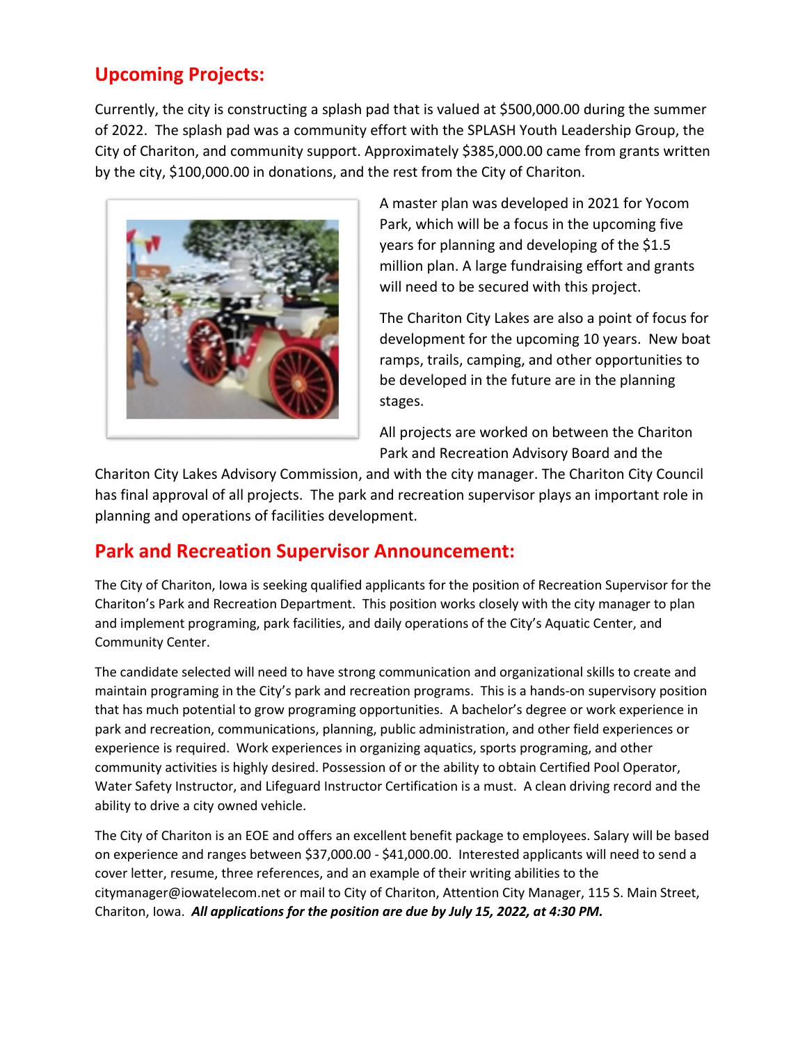## Upcoming Projects:

Currently, the city is constructing a splash pad that is valued at $500,000.00 during the summer of 2022. The splash pad was a community effort with the SPLASH Youth Leadership Group, the City of Chariton, and community support. Approximately $385,000.00 came from grants written by the city, $100,000.00 in donations, and the rest from the City of Chariton.

A master plan was developed in 2021 for Yocom Park, which will be a focus in the upcoming five years for planning and developing of the $1.5 million plan. A large fundraising effort and grants will need to be secured with this project.

The Chariton City Lakes are also a point of focus for development for the upcoming 10 years. New boat ramps, trails, camping, and other opportunities to be developed in the future are in the planning stages.

All projects are worked on between the Chariton Park and Recreation Advisory Board and the Chariton City Lakes Advisory Commission, and with the city manager. The Chariton City Council has final approval of all projects. The park and recreation supervisor plays an important role in planning and operations of facilities development.

## Park and Recreation Supervisor Announcement:

The City of Chariton, Iowa is seeking qualified applicants for the position of Recreation Supervisor for the Chariton's Park and Recreation Department. This position works closely with the city manager to plan and implement programing, park facilities, and daily operations of the City's Aquatic Center, and Community Center.

The candidate selected will need to have strong communication and organizational skills to create and maintain programing in the City's park and recreation programs. This is a hands-on supervisory position that has much potential to grow programing opportunities. A bachelor's degree or work experience in park and recreation, communications, planning, public administration, and other field experiences or experience is required. Work experiences in organizing aquatics, sports programing, and other community activities is highly desired. Possession of or the ability to obtain Certified Pool Operator, Water Safety Instructor, and Lifeguard Instructor Certification is a must. A clean driving record and the ability to drive a city owned vehicle.

The City of Chariton is an EOE and offers an excellent benefit package to employees. Salary will be based on experience and ranges between $37,000.00 - $41,000.00. Interested applicants will need to send a cover letter, resume, three references, and an example of their writing abilities to the citymanager@iowatelecom.net or mail to City of Chariton, Attention City Manager, 115 S. Main Street, Chariton, Iowa. ***All applications for the position are due by July 15, 2022, at 4:30 PM.***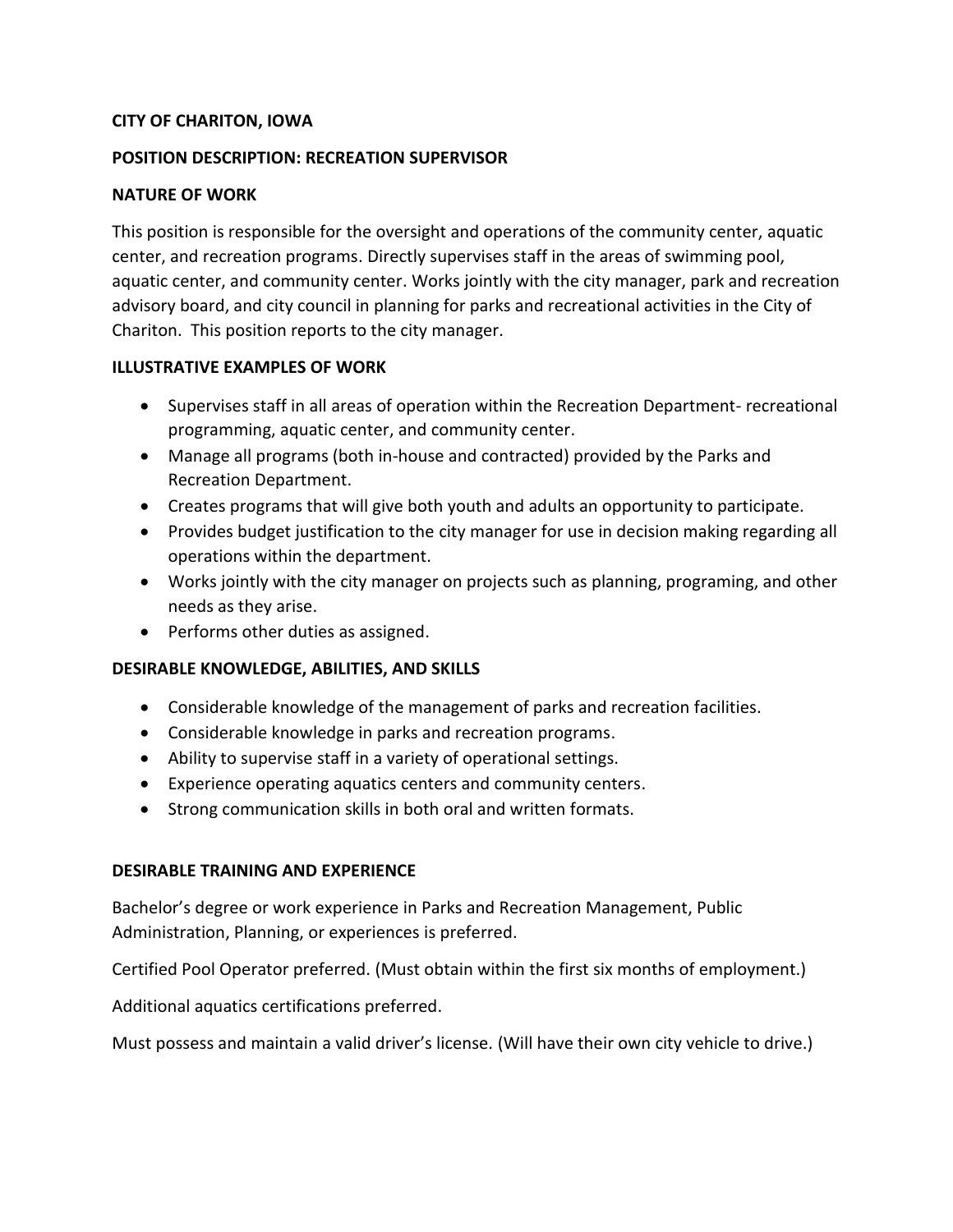**CITY OF CHARITON, IOWA**

**POSITION DESCRIPTION: RECREATION SUPERVISOR**

**NATURE OF WORK**

This position is responsible for the oversight and operations of the community center, aquatic center, and recreation programs. Directly supervises staff in the areas of swimming pool, aquatic center, and community center. Works jointly with the city manager, park and recreation advisory board, and city council in planning for parks and recreational activities in the City of Chariton. This position reports to the city manager.

**ILLUSTRATIVE EXAMPLES OF WORK**

- Supervises staff in all areas of operation within the Recreation Department- recreational programming, aquatic center, and community center.
- Manage all programs (both in-house and contracted) provided by the Parks and Recreation Department.
- Creates programs that will give both youth and adults an opportunity to participate.
- Provides budget justification to the city manager for use in decision making regarding all operations within the department.
- Works jointly with the city manager on projects such as planning, programing, and other needs as they arise.
- Performs other duties as assigned.

**DESIRABLE KNOWLEDGE, ABILITIES, AND SKILLS**

- Considerable knowledge of the management of parks and recreation facilities.
- Considerable knowledge in parks and recreation programs.
- Ability to supervise staff in a variety of operational settings.
- Experience operating aquatics centers and community centers.
- Strong communication skills in both oral and written formats.

**DESIRABLE TRAINING AND EXPERIENCE**

Bachelor's degree or work experience in Parks and Recreation Management, Public Administration, Planning, or experiences is preferred.

Certified Pool Operator preferred. (Must obtain within the first six months of employment.)

Additional aquatics certifications preferred.

Must possess and maintain a valid driver's license. (Will have their own city vehicle to drive.)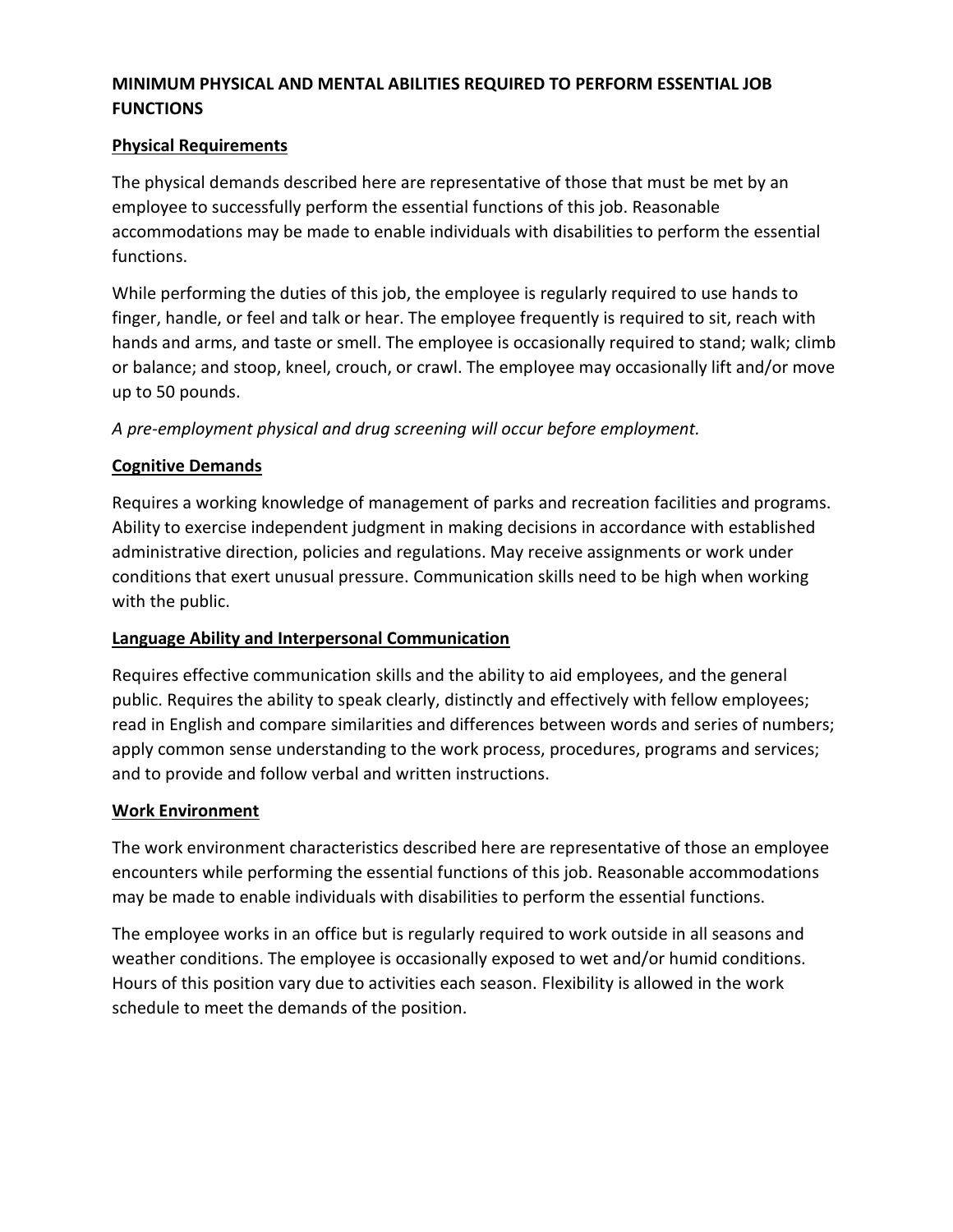**MINIMUM PHYSICAL AND MENTAL ABILITIES REQUIRED TO PERFORM ESSENTIAL JOB FUNCTIONS**

**Physical Requirements**

The physical demands described here are representative of those that must be met by an employee to successfully perform the essential functions of this job. Reasonable accommodations may be made to enable individuals with disabilities to perform the essential functions.

While performing the duties of this job, the employee is regularly required to use hands to finger, handle, or feel and talk or hear. The employee frequently is required to sit, reach with hands and arms, and taste or smell. The employee is occasionally required to stand; walk; climb or balance; and stoop, kneel, crouch, or crawl. The employee may occasionally lift and/or move up to 50 pounds.

*A pre-employment physical and drug screening will occur before employment.*

**Cognitive Demands**

Requires a working knowledge of management of parks and recreation facilities and programs. Ability to exercise independent judgment in making decisions in accordance with established administrative direction, policies and regulations. May receive assignments or work under conditions that exert unusual pressure. Communication skills need to be high when working with the public.

**Language Ability and Interpersonal Communication**

Requires effective communication skills and the ability to aid employees, and the general public. Requires the ability to speak clearly, distinctly and effectively with fellow employees; read in English and compare similarities and differences between words and series of numbers; apply common sense understanding to the work process, procedures, programs and services; and to provide and follow verbal and written instructions.

**Work Environment**

The work environment characteristics described here are representative of those an employee encounters while performing the essential functions of this job. Reasonable accommodations may be made to enable individuals with disabilities to perform the essential functions.

The employee works in an office but is regularly required to work outside in all seasons and weather conditions. The employee is occasionally exposed to wet and/or humid conditions. Hours of this position vary due to activities each season. Flexibility is allowed in the work schedule to meet the demands of the position.